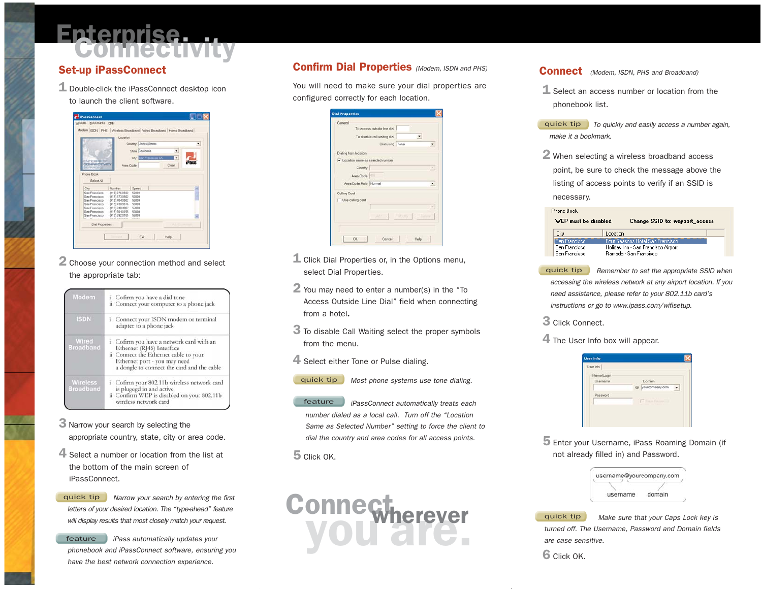# Enterprise Connectivity

## Set-up iPassConnect

1 Double-click the iPassConnect desktop icon to launch the client software.

2 Choose your connection method and select the appropriate tab:

| | |
|---|---|
| Modem | i Cofirm you have a dial tone<br>ii Connect your computer to a phone jack |
| ISDN | i Connect your ISDN modem or terminal adapter to a phone jack |
| Wired Broadband | i Cofirm you have a network card with an Ethernet (RJ45) Interface<br>ii Connect the Ethernet cable to your Ethernet port - you may need a dongle to connect the card and the cable |
| Wireless Broadband | i Cofirm your 802.11b wireless network card is plugegd in and active<br>ii Confirm WEP is disabled on your 802.11b wireless network card |

3 Narrow your search by selecting the appropriate country, state, city or area code.

4 Select a number or location from the list at the bottom of the main screen of iPassConnect.

**quick tip** *Narrow your search by entering the first letters of your desired location. The "type-ahead" feature will display results that most closely match your request.*

**feature** *iPass automatically updates your phonebook and iPassConnect software, ensuring you have the best network connection experience.*

## Confirm Dial Properties *(Modem, ISDN and PHS)*

You will need to make sure your dial properties are configured correctly for each location.

1 Click Dial Properties or, in the Options menu, select Dial Properties.

2 You may need to enter a number(s) in the "To Access Outside Line Dial" field when connecting from a hotel.

3 To disable Call Waiting select the proper symbols from the menu.

4 Select either Tone or Pulse dialing.

**quick tip** *Most phone systems use tone dialing.*

**feature** *iPassConnect automatically treats each number dialed as a local call. Turn off the "Location Same as Selected Number" setting to force the client to dial the country and area codes for all access points.*

5 Click OK.

Connect wherever you are.

## Connect *(Modem, ISDN, PHS and Broadband)*

1 Select an access number or location from the phonebook list.

**quick tip** *To quickly and easily access a number again, make it a bookmark.*

2 When selecting a wireless broadband access point, be sure to check the message above the listing of access points to verify if an SSID is necessary.

**quick tip** *Remember to set the appropriate SSID when accessing the wireless network at any airport location. If you need assistance, please refer to your 802.11b card's instructions or go to www.ipass.com/wifisetup.*

3 Click Connect.

4 The User Info box will appear.

5 Enter your Username, iPass Roaming Domain (if not already filled in) and Password.

username@yourcompany.com (username / domain)

**quick tip** *Make sure that your Caps Lock key is turned off. The Username, Password and Domain fields are case sensitive.*

6 Click OK.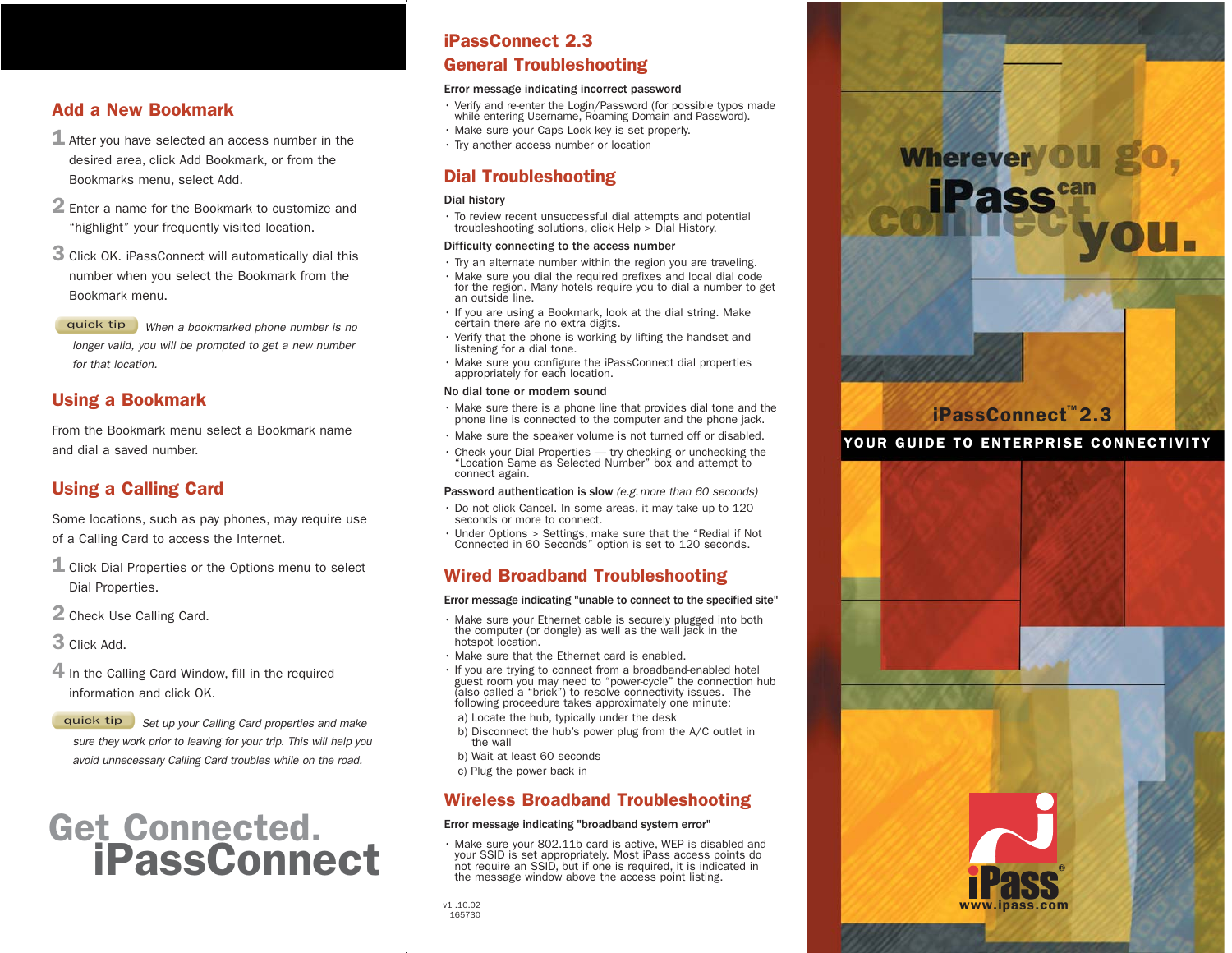## Add a New Bookmark

1. After you have selected an access number in the desired area, click Add Bookmark, or from the Bookmarks menu, select Add.
2. Enter a name for the Bookmark to customize and "highlight" your frequently visited location.
3. Click OK. iPassConnect will automatically dial this number when you select the Bookmark from the Bookmark menu.

quick tip *When a bookmarked phone number is no longer valid, you will be prompted to get a new number for that location.*

## Using a Bookmark

From the Bookmark menu select a Bookmark name and dial a saved number.

## Using a Calling Card

Some locations, such as pay phones, may require use of a Calling Card to access the Internet.

1. Click Dial Properties or the Options menu to select Dial Properties.
2. Check Use Calling Card.
3. Click Add.
4. In the Calling Card Window, fill in the required information and click OK.

quick tip *Set up your Calling Card properties and make sure they work prior to leaving for your trip. This will help you avoid unnecessary Calling Card troubles while on the road.*

**Get Connected.**
**iPassConnect**

## iPassConnect 2.3 General Troubleshooting

**Error message indicating incorrect password**

- Verify and re-enter the Login/Password (for possible typos made while entering Username, Roaming Domain and Password).
- Make sure your Caps Lock key is set properly.
- Try another access number or location

## Dial Troubleshooting

**Dial history**

- To review recent unsuccessful dial attempts and potential troubleshooting solutions, click Help > Dial History.

**Difficulty connecting to the access number**

- Try an alternate number within the region you are traveling.
- Make sure you dial the required prefixes and local dial code for the region. Many hotels require you to dial a number to get an outside line.
- If you are using a Bookmark, look at the dial string. Make certain there are no extra digits.
- Verify that the phone is working by lifting the handset and listening for a dial tone.
- Make sure you configure the iPassConnect dial properties appropriately for each location.

**No dial tone or modem sound**

- Make sure there is a phone line that provides dial tone and the phone line is connected to the computer and the phone jack.
- Make sure the speaker volume is not turned off or disabled.
- Check your Dial Properties — try checking or unchecking the "Location Same as Selected Number" box and attempt to connect again.

**Password authentication is slow** *(e.g. more than 60 seconds)*

- Do not click Cancel. In some areas, it may take up to 120 seconds or more to connect.
- Under Options > Settings, make sure that the "Redial if Not Connected in 60 Seconds" option is set to 120 seconds.

## Wired Broadband Troubleshooting

**Error message indicating "unable to connect to the specified site"**

- Make sure your Ethernet cable is securely plugged into both the computer (or dongle) as well as the wall jack in the hotspot location.
- Make sure that the Ethernet card is enabled.
- If you are trying to connect from a broadband-enabled hotel guest room you may need to "power-cycle" the connection hub (also called a "brick") to resolve connectivity issues. The following proceedure takes approximately one minute:
  a) Locate the hub, typically under the desk
  b) Disconnect the hub's power plug from the A/C outlet in the wall
  b) Wait at least 60 seconds
  c) Plug the power back in

## Wireless Broadband Troubleshooting

**Error message indicating "broadband system error"**

- Make sure your 802.11b card is active, WEP is disabled and your SSID is set appropriately. Most iPass access points do not require an SSID, but if one is required, it is indicated in the message window above the access point listing.

v1 .10.02
165730

Wherever you go, iPass can connect you.

iPassConnect™ 2.3

**YOUR GUIDE TO ENTERPRISE CONNECTIVITY**

iPass®
www.ipass.com